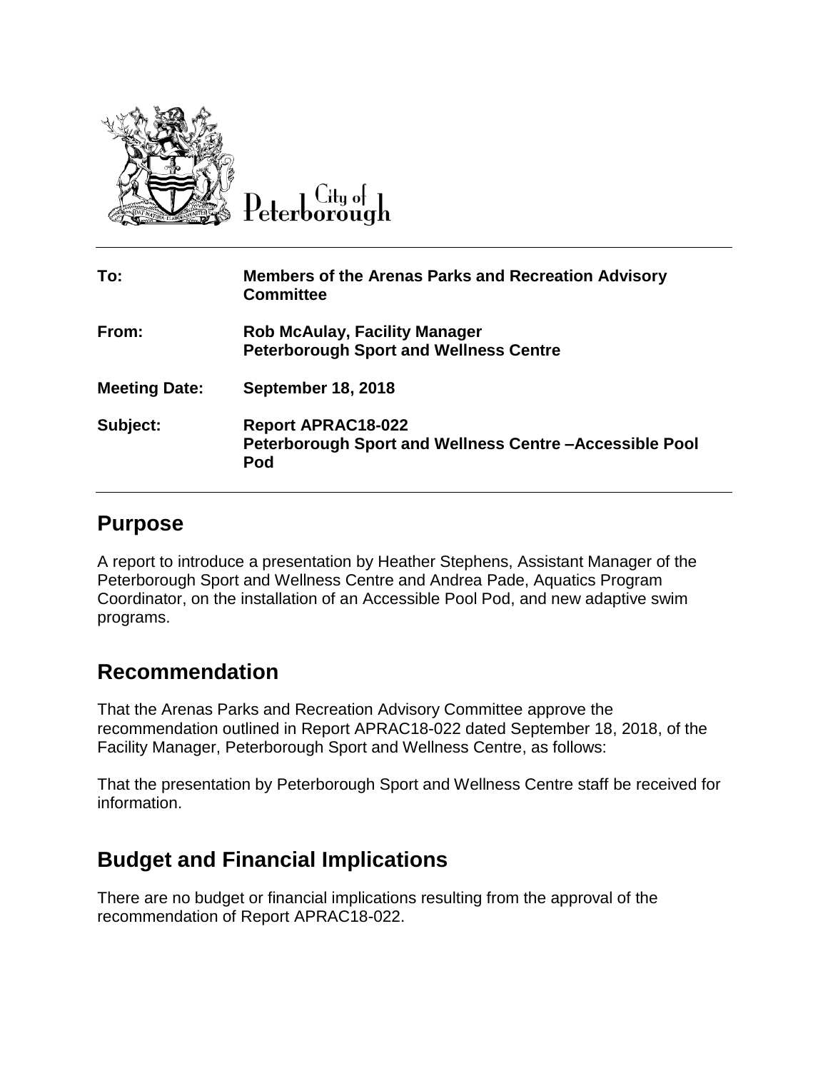City of Peterborough

| To: | Members of the Arenas Parks and Recreation Advisory Committee |
| --- | --- |
| From: | Rob McAulay, Facility Manager<br>Peterborough Sport and Wellness Centre |
| Meeting Date: | September 18, 2018 |
| Subject: | Report APRAC18-022<br>Peterborough Sport and Wellness Centre –Accessible Pool Pod |

## Purpose

A report to introduce a presentation by Heather Stephens, Assistant Manager of the Peterborough Sport and Wellness Centre and Andrea Pade, Aquatics Program Coordinator, on the installation of an Accessible Pool Pod, and new adaptive swim programs.

## Recommendation

That the Arenas Parks and Recreation Advisory Committee approve the recommendation outlined in Report APRAC18-022 dated September 18, 2018, of the Facility Manager, Peterborough Sport and Wellness Centre, as follows:

That the presentation by Peterborough Sport and Wellness Centre staff be received for information.

## Budget and Financial Implications

There are no budget or financial implications resulting from the approval of the recommendation of Report APRAC18-022.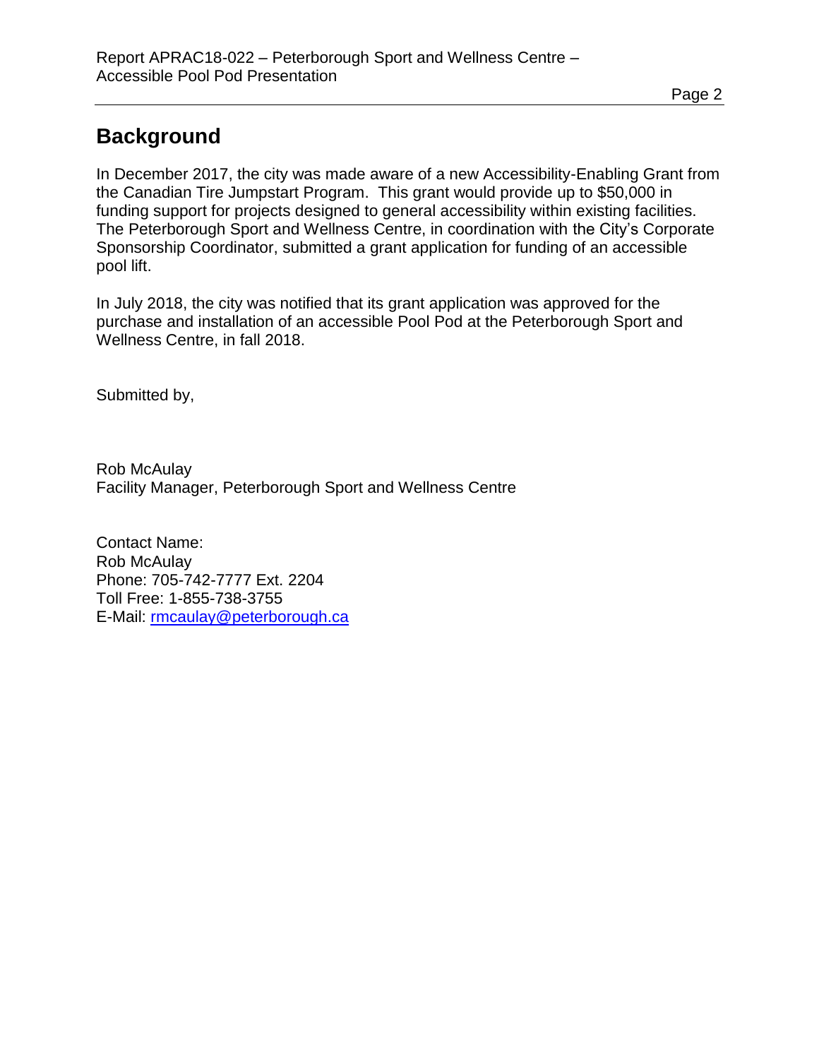## Background

In December 2017, the city was made aware of a new Accessibility-Enabling Grant from the Canadian Tire Jumpstart Program. This grant would provide up to $50,000 in funding support for projects designed to general accessibility within existing facilities. The Peterborough Sport and Wellness Centre, in coordination with the City's Corporate Sponsorship Coordinator, submitted a grant application for funding of an accessible pool lift.

In July 2018, the city was notified that its grant application was approved for the purchase and installation of an accessible Pool Pod at the Peterborough Sport and Wellness Centre, in fall 2018.

Submitted by,

Rob McAulay
Facility Manager, Peterborough Sport and Wellness Centre

Contact Name:
Rob McAulay
Phone: 705-742-7777 Ext. 2204
Toll Free: 1-855-738-3755
E-Mail: rmcaulay@peterborough.ca